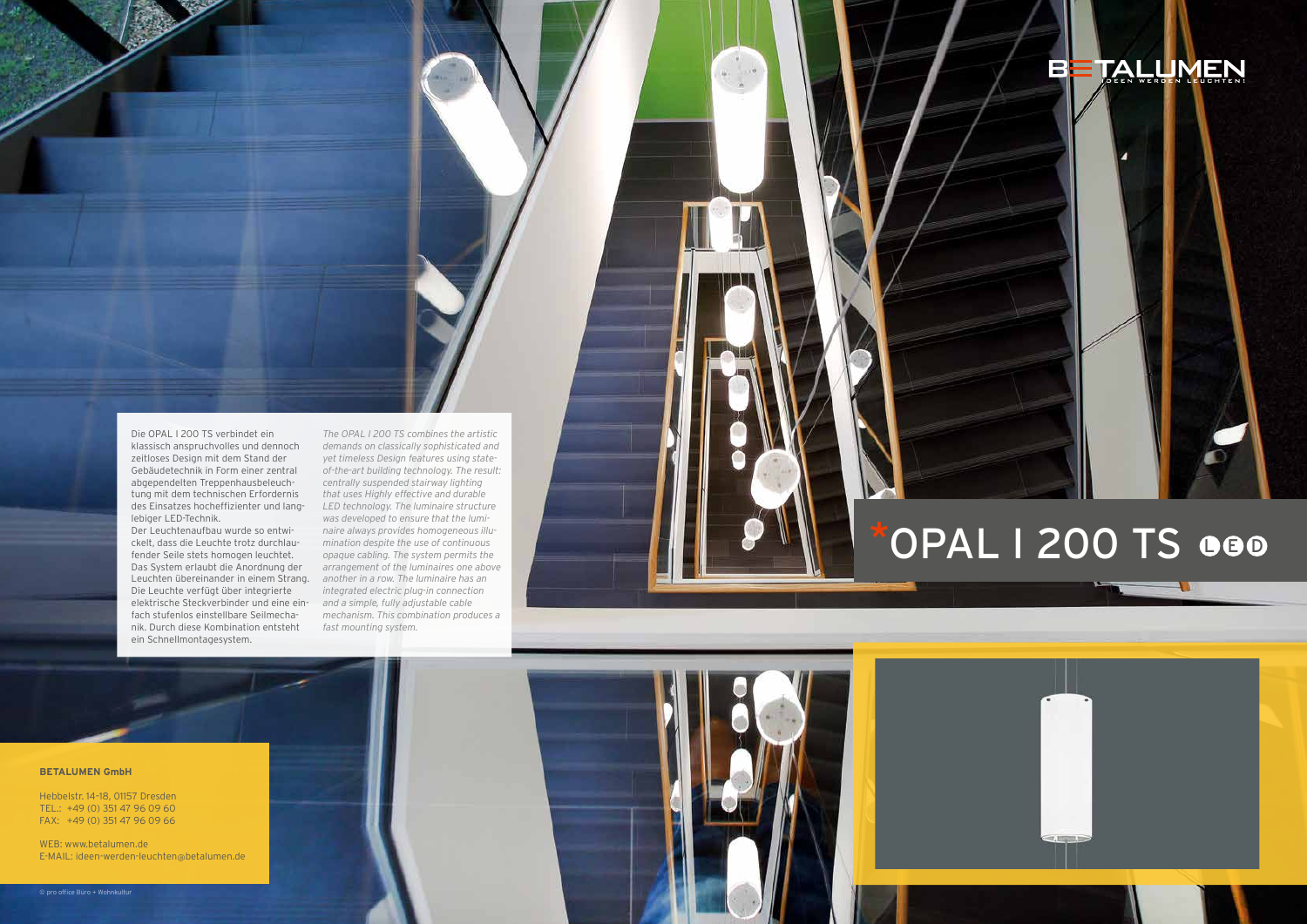# *OPAL I 200 TS LED

BETALUMEN
IDEEN WERDEN LEUCHTEN!

Die OPAL I 200 TS verbindet ein klassisch anspruchsvolles und dennoch zeitloses Design mit dem Stand der Gebäudetechnik in Form einer zentral abgependelten Treppenhausbeleuchtung mit dem technischen Erfordernis des Einsatzes hocheffizienter und langlebiger LED-Technik.
Der Leuchtenaufbau wurde so entwickelt, dass die Leuchte trotz durchlaufender Seile stets homogen leuchtet. Das System erlaubt die Anordnung der Leuchten übereinander in einem Strang. Die Leuchte verfügt über integrierte elektrische Steckverbinder und eine einfach stufenlos einstellbare Seilmechanik. Durch diese Kombination entsteht ein Schnellmontagesystem.

*The OPAL I 200 TS combines the artistic demands on classically sophisticated and yet timeless Design features using state-of-the-art building technology. The result: centrally suspended stairway lighting that uses Highly effective and durable LED technology. The luminaire structure was developed to ensure that the luminaire always provides homogeneous illumination despite the use of continuous opaque cabling. The system permits the arrangement of the luminaires one above another in a row. The luminaire has an integrated electric plug-in connection and a simple, fully adjustable cable mechanism. This combination produces a fast mounting system.*

**BETALUMEN GmbH**

Hebbelstr. 14-18, 01157 Dresden
TEL.: +49 (0) 351 47 96 09 60
FAX: +49 (0) 351 47 96 09 66

WEB: www.betalumen.de
E-MAIL: ideen-werden-leuchten@betalumen.de

© pro office Büro + Wohnkultur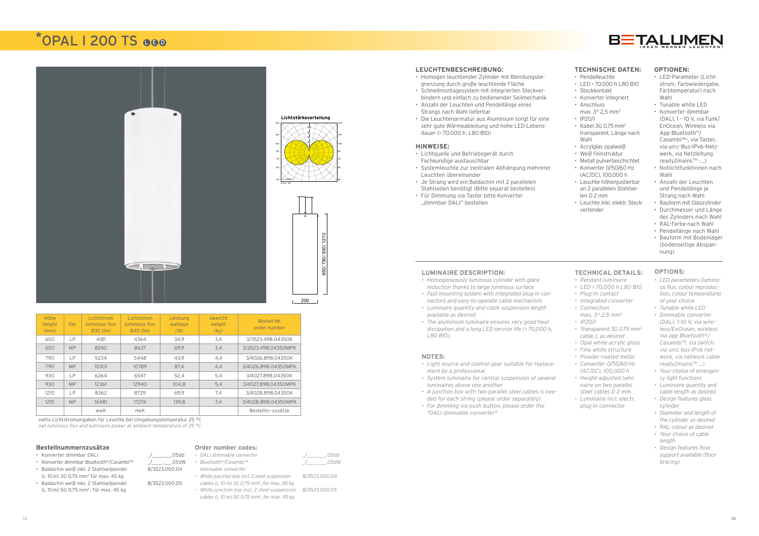# *OPAL I 200 TS

BETALUMEN
IDEEN WERDEN LEUCHTEN!

Lichtstärkeverteilung

650/ 790/ 930/ 1210

200

| Höhe *height* *(mm)* | Var. | Lichtstrom *luminous flux* 830 (lm) | Lichtstrom *luminous flux* 840 (lm) | Leistung *wattage* *(W)* | Gewicht *weight* *(kg)* | Bestell-Nr. *order number* |
|---|---|---|---|---|---|---|
| 650 | LP | 4181 | 4364 | 34,9 | 3,4 | 3/3523.498.04350K |
| 650 | MP | 8240 | 8637 | 69,9 | 3,4 | 3/3523.498.04350MPK |
| 790 | LP | 5234 | 5448 | 43,9 | 4,4 | 3/4026.898.04350K |
| 790 | MP | 10301 | 10789 | 87,4 | 4,4 | 3/4026.898.04350MPK |
| 930 | LP | 6264 | 6547 | 52,4 | 5,4 | 3/4027.898.04350K |
| 930 | MP | 12361 | 12940 | 104,8 | 5,4 | 3/4027.898.04350MPK |
| 1210 | LP | 8362 | 8729 | 69,9 | 7,4 | 3/4028.898.04350K |
| 1210 | MP | 16481 | 17274 | 139,8 | 7,4 | 3/4028.898.04350MPK |
| | | wwK | nwK | | | Bestellnr.-zusätze |

netto Lichtstromangaben für Leuchte bei Umgebungstemperatur 25 °C
*net luminous flux and luminaire power at ambient temperature of 25 °C*

### Bestellnummernzusätze

- Konverter dimmbar DALI — _/____.___.05dd
- Konverter dimmbar Bluetooth®/Casambi™ — _/____.___.05dW
- Baldachin weiß inkl. 2 Stahlseilpendel (L 10 m) 3G 0,75 mm² für max. 45 kg — 8/3523.000.04
- Baldachin weiß inkl. 2 Stahlseilpendel (L 10 m) 5G 0,75 mm², für max. 45 kg — 8/3523.000.05

### Order number codes:

- *DALI dimmable converter* — _/____.___.05dd
- *Bluetooth®/Casambi™ dimmable converter* — _/____.___.05dW
- *White junction box incl. 2 steel suspension cables (L 10 m) 3G 0.75 mm², for max. 45 kg* — 8/3523.000.04
- *White junction box incl. 2 steel suspension cables (L 10 m) 5G 0.75 mm², for max. 45 kg* — 8/3523.000.05

### LEUCHTENBESCHREIBUNG:

- Homogen leuchtender Zylinder mit Blendungsbegrenzung durch große leuchtende Fläche
- Schnellmontagesystem mit integrierten Steckverbindern und einfach zu bedienender Seilmechanik
- Anzahl der Leuchten und Pendellänge eines Strangs nach Wahl lieferbar
- Die Leuchtenarmatur aus Aluminium sorgt für eine sehr gute Wärmeableitung und hohe LED-Lebensdauer (> 70.000 h, L80 B10)

### HINWEISE:

- Lichtquelle und Betriebsgerät durch Fachkundige austauschbar
- Systemleuchte zur zentralen Abhängung mehrerer Leuchten übereinander
- Je Strang wird ein Baldachin mit 2 parallelen Stahlseilen benötigt (Bitte separat bestellen)
- Für Dimmung via Taster bitte Konverter „dimmbar DALI" bestellen

### TECHNISCHE DATEN:

- Pendelleuchte
- LED > 70.000 h L80 B10
- Steckkontakt
- Konverter integriert
- Anschluss max. 3* 2,5 mm²
- IP20/I
- Kabel 3G 0,75 mm² transparent, Länge nach Wahl
- Acrylglas opalweiß
- Weiß Feinstruktur
- Metall pulverbeschichtet
- Konverter 0/50/60 Hz (AC/DC), 100.000 h
- Leuchte höhenjustierbar an 2 parallelen Stahlseilen D 2 mm
- Leuchte inkl. elektr. Steckverbinder

### OPTIONEN:

- LED-Parameter (Lichtstrom, Farbwiedergabe, Farbtemperatur) nach Wahl
- Tunable white LED
- Konverter dimmbar (DALI, 1 – 10 V, via Funk/ EnOcean, Wireless via App Bluetooth®/ Casambi™-, via Taster, via un:c-Bus-IPv6-Netzwerk, via Netzleitung ready2mains™ -...)
- Notlichtfunktionen nach Wahl
- Anzahl der Leuchten und Pendellänge je Strang nach Wahl
- Bauform mit Glaszylinder
- Durchmesser und Länge des Zylinders nach Wahl
- RAL-Farbe nach Wahl
- Pendellänge nach Wahl
- Bauform mit Bodenlager (bodenseitige Abspannung)

### LUMINAIRE DESCRIPTION:

- *Homogeneously luminous cylinder with glare reduction thanks to large luminous surface*
- *Fast mounting system with integrated plug-in connectors and easy-to-operate cable mechanism*
- *Luminaire quantity and cable suspension length available as desired*
- *The aluminium luminaire ensures very good heat dissipation and a long LED service life (> 70,000 h, L80 B10).*

### NOTES:

- *Light source and control gear suitable for replacement by a professional.*
- *System luminaire for central suspension of several luminaires above one another*
- *A junction box with two parallel steel cables is needed for each string (please order separately)*
- *For dimming via push button, please order the "DALI dimmable converter"*

### TECHNICAL DETAILS:

- *Pendant luminaire*
- *LED > 70,000 h L80 B10*
- *Plug-in contact*
- *Integrated converter*
- *Connection max. 3* 2.5 mm²*
- *IP20/I*
- *Transparent 3G 0.75 mm² cable, L as desired*
- *Opal white acrylic glass*
- *Fine white structure*
- *Powder-coated metal*
- *Converter: 0/50/60 Hz (AC/DC), 100,000 h*
- *Height-adjusted luminaire on two parallel steel cables D 2 mm*
- *Luminaire incl. electr. plug-in connector*

### OPTIONS:

- *LED parameters (luminous flux, colour reproduction, colour temperature) of your choice*
- *Tunable white LED*
- *Dimmable converter (DALI, 1–10 V, via wireless/EnOcean, wireless via app Bluetooth®/ Casambi™, via switch, via un:c bus IPv6 network, via network cable ready2mains™ ...)*
- *Your choice of emergency light functions*
- *Luminaire quantity and cable length as desired*
- *Design features glass cylinder*
- *Diameter and length of the cylinder as desired*
- *RAL colour as desired*
- *Your choice of cable length*
- *Design features floor support available (floor bracing)*